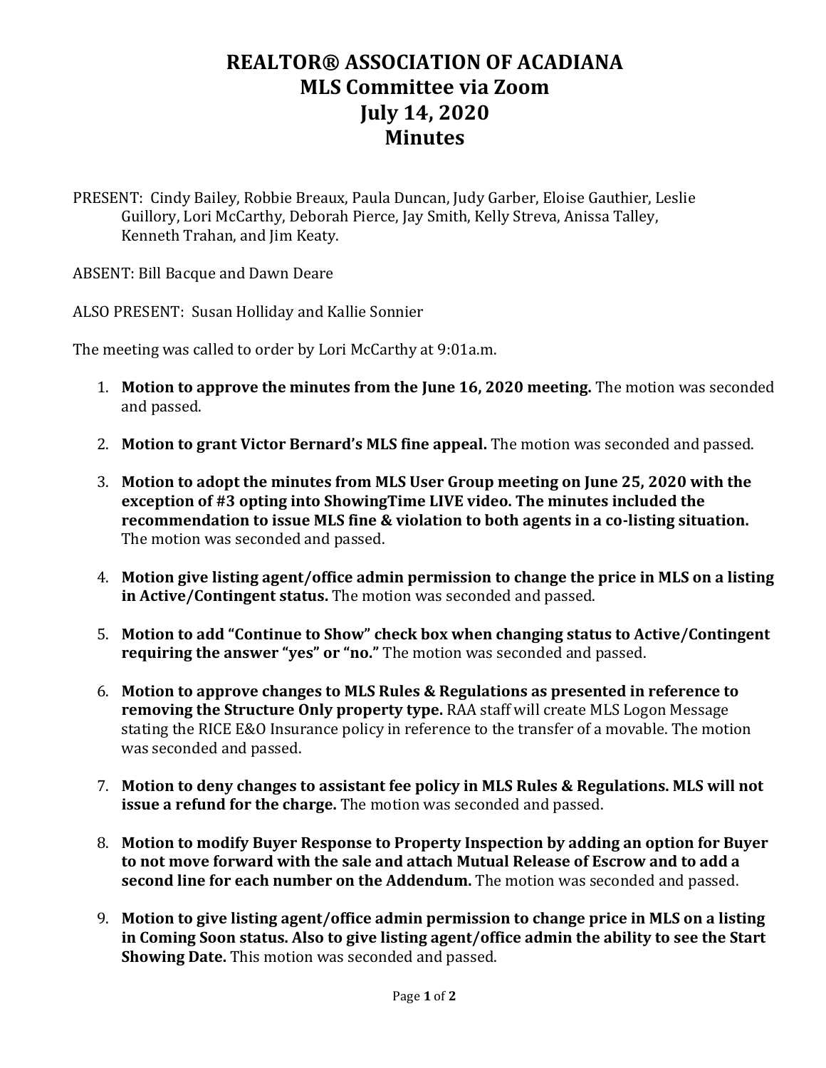# REALTOR® ASSOCIATION OF ACADIANA
# MLS Committee via Zoom
# July 14, 2020
# Minutes

PRESENT: Cindy Bailey, Robbie Breaux, Paula Duncan, Judy Garber, Eloise Gauthier, Leslie Guillory, Lori McCarthy, Deborah Pierce, Jay Smith, Kelly Streva, Anissa Talley, Kenneth Trahan, and Jim Keaty.

ABSENT: Bill Bacque and Dawn Deare

ALSO PRESENT: Susan Holliday and Kallie Sonnier

The meeting was called to order by Lori McCarthy at 9:01a.m.

1. **Motion to approve the minutes from the June 16, 2020 meeting.** The motion was seconded and passed.

2. **Motion to grant Victor Bernard's MLS fine appeal.** The motion was seconded and passed.

3. **Motion to adopt the minutes from MLS User Group meeting on June 25, 2020 with the exception of #3 opting into ShowingTime LIVE video. The minutes included the recommendation to issue MLS fine & violation to both agents in a co-listing situation.** The motion was seconded and passed.

4. **Motion give listing agent/office admin permission to change the price in MLS on a listing in Active/Contingent status.** The motion was seconded and passed.

5. **Motion to add "Continue to Show" check box when changing status to Active/Contingent requiring the answer "yes" or "no."** The motion was seconded and passed.

6. **Motion to approve changes to MLS Rules & Regulations as presented in reference to removing the Structure Only property type.** RAA staff will create MLS Logon Message stating the RICE E&O Insurance policy in reference to the transfer of a movable. The motion was seconded and passed.

7. **Motion to deny changes to assistant fee policy in MLS Rules & Regulations. MLS will not issue a refund for the charge.** The motion was seconded and passed.

8. **Motion to modify Buyer Response to Property Inspection by adding an option for Buyer to not move forward with the sale and attach Mutual Release of Escrow and to add a second line for each number on the Addendum.** The motion was seconded and passed.

9. **Motion to give listing agent/office admin permission to change price in MLS on a listing in Coming Soon status. Also to give listing agent/office admin the ability to see the Start Showing Date.** This motion was seconded and passed.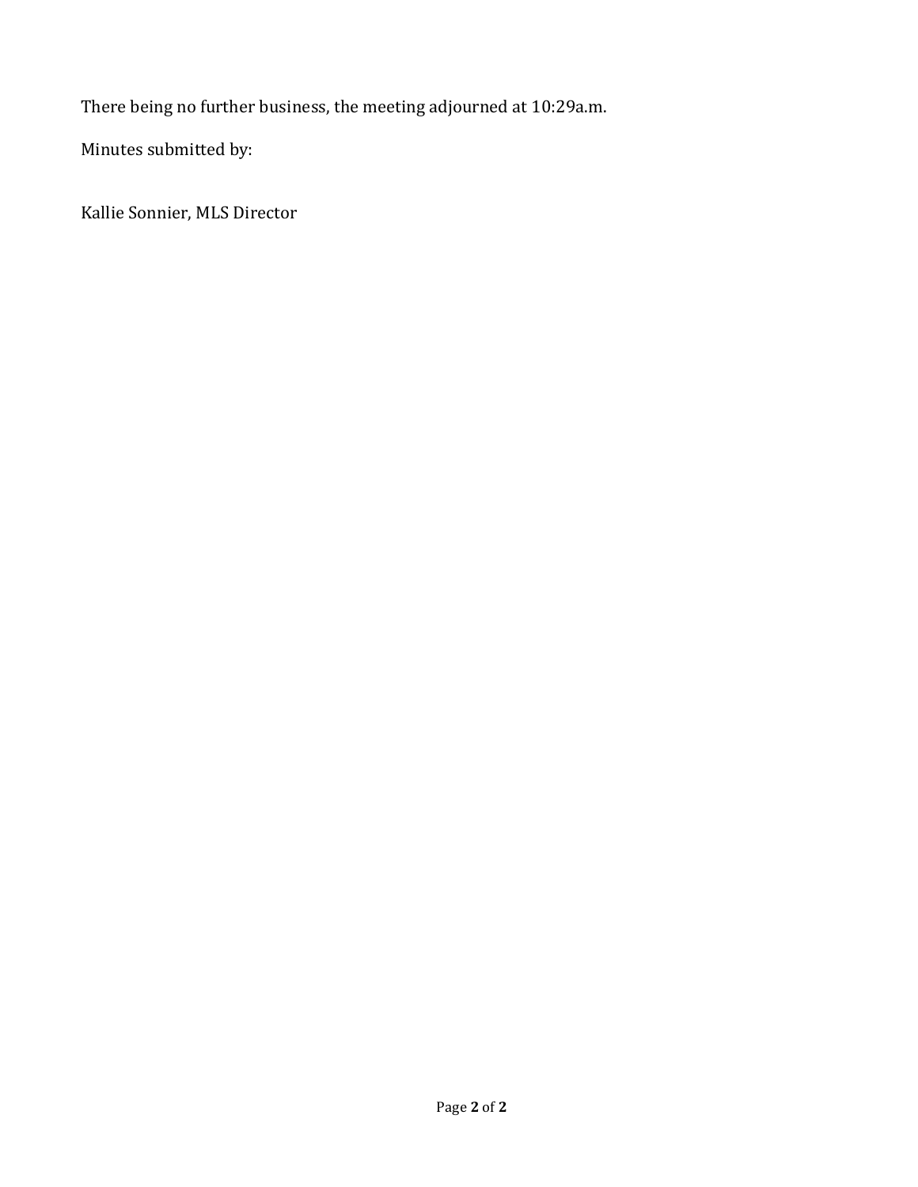There being no further business, the meeting adjourned at 10:29a.m.

Minutes submitted by:

Kallie Sonnier, MLS Director